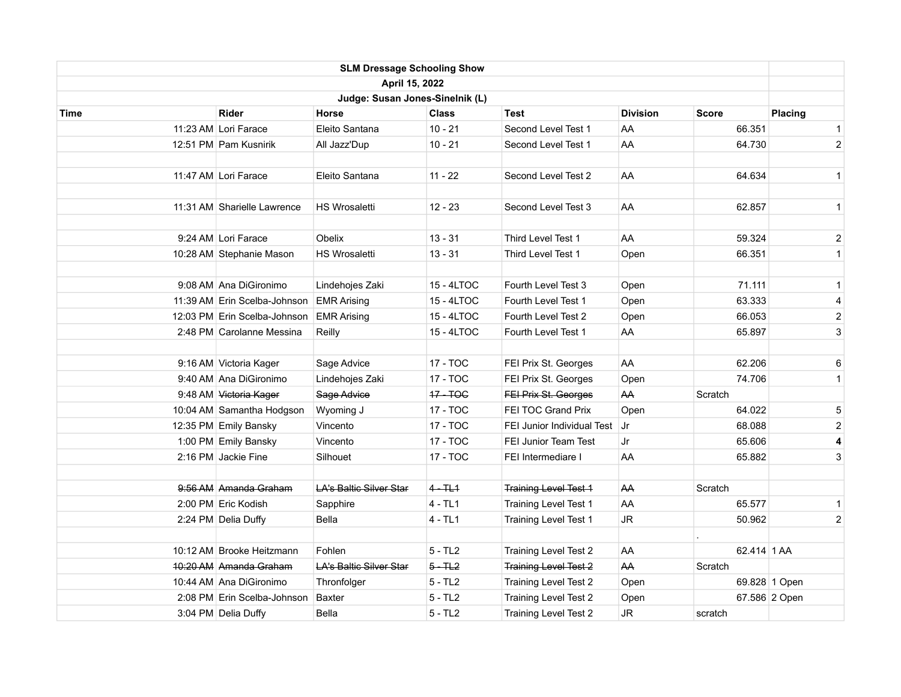**SLM Dressage Schooling Show**

**April 15, 2022**

**Judge: Susan Jones-Sinelnik (L)**

| Time | Rider | Horse | Class | Test | Division | Score | Placing |
|---|---|---|---|---|---|---|---|
| 11:23 AM | Lori Farace | Eleito Santana | 10 - 21 | Second Level Test 1 | AA | 66.351 | 1 |
| 12:51 PM | Pam Kusnirik | All Jazz'Dup | 10 - 21 | Second Level Test 1 | AA | 64.730 | 2 |
| | | | | | | | |
| 11:47 AM | Lori Farace | Eleito Santana | 11 - 22 | Second Level Test 2 | AA | 64.634 | 1 |
| | | | | | | | |
| 11:31 AM | Sharielle Lawrence | HS Wrosaletti | 12 - 23 | Second Level Test 3 | AA | 62.857 | 1 |
| | | | | | | | |
| 9:24 AM | Lori Farace | Obelix | 13 - 31 | Third Level Test 1 | AA | 59.324 | 2 |
| 10:28 AM | Stephanie Mason | HS Wrosaletti | 13 - 31 | Third Level Test 1 | Open | 66.351 | 1 |
| | | | | | | | |
| 9:08 AM | Ana DiGironimo | Lindehojes Zaki | 15 - 4LTOC | Fourth Level Test 3 | Open | 71.111 | 1 |
| 11:39 AM | Erin Scelba-Johnson | EMR Arising | 15 - 4LTOC | Fourth Level Test 1 | Open | 63.333 | 4 |
| 12:03 PM | Erin Scelba-Johnson | EMR Arising | 15 - 4LTOC | Fourth Level Test 2 | Open | 66.053 | 2 |
| 2:48 PM | Carolanne Messina | Reilly | 15 - 4LTOC | Fourth Level Test 1 | AA | 65.897 | 3 |
| | | | | | | | |
| 9:16 AM | Victoria Kager | Sage Advice | 17 - TOC | FEI Prix St. Georges | AA | 62.206 | 6 |
| 9:40 AM | Ana DiGironimo | Lindehojes Zaki | 17 - TOC | FEI Prix St. Georges | Open | 74.706 | 1 |
| 9:48 AM | ~~Victoria Kager~~ | ~~Sage Advice~~ | ~~17 - TOC~~ | ~~FEI Prix St. Georges~~ | ~~AA~~ | Scratch | |
| 10:04 AM | Samantha Hodgson | Wyoming J | 17 - TOC | FEI TOC Grand Prix | Open | 64.022 | 5 |
| 12:35 PM | Emily Bansky | Vincento | 17 - TOC | FEI Junior Individual Test | Jr | 68.088 | 2 |
| 1:00 PM | Emily Bansky | Vincento | 17 - TOC | FEI Junior Team Test | Jr | 65.606 | **4** |
| 2:16 PM | Jackie Fine | Silhouet | 17 - TOC | FEI Intermediare I | AA | 65.882 | 3 |
| | | | | | | | |
| ~~9:56 AM~~ | ~~Amanda Graham~~ | ~~LA's Baltic Silver Star~~ | ~~4 - TL1~~ | ~~Training Level Test 1~~ | ~~AA~~ | Scratch | |
| 2:00 PM | Eric Kodish | Sapphire | 4 - TL1 | Training Level Test 1 | AA | 65.577 | 1 |
| 2:24 PM | Delia Duffy | Bella | 4 - TL1 | Training Level Test 1 | JR | 50.962 | 2 |
| | | | | | | . | |
| 10:12 AM | Brooke Heitzmann | Fohlen | 5 - TL2 | Training Level Test 2 | AA | 62.414 | 1 AA |
| ~~10:20 AM~~ | ~~Amanda Graham~~ | ~~LA's Baltic Silver Star~~ | ~~5 - TL2~~ | ~~Training Level Test 2~~ | ~~AA~~ | Scratch | |
| 10:44 AM | Ana DiGironimo | Thronfolger | 5 - TL2 | Training Level Test 2 | Open | 69.828 | 1 Open |
| 2:08 PM | Erin Scelba-Johnson | Baxter | 5 - TL2 | Training Level Test 2 | Open | 67.586 | 2 Open |
| 3:04 PM | Delia Duffy | Bella | 5 - TL2 | Training Level Test 2 | JR | scratch | |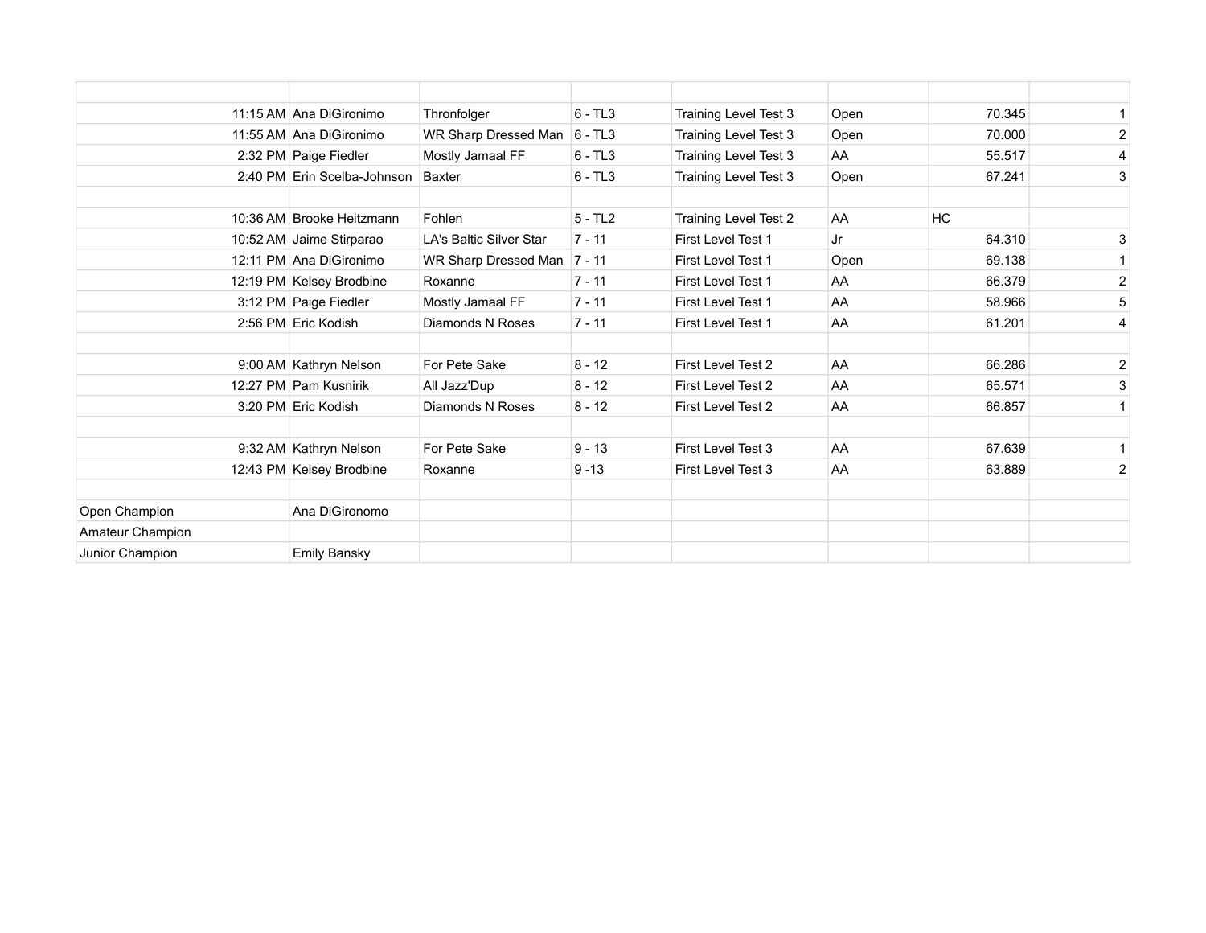| | | | | | | | |
|---|---|---|---|---|---|---|---|
| | | | | | | | |
| 11:15 AM | Ana DiGironimo | Thronfolger | 6 - TL3 | Training Level Test 3 | Open | 70.345 | 1 |
| 11:55 AM | Ana DiGironimo | WR Sharp Dressed Man | 6 - TL3 | Training Level Test 3 | Open | 70.000 | 2 |
| 2:32 PM | Paige Fiedler | Mostly Jamaal FF | 6 - TL3 | Training Level Test 3 | AA | 55.517 | 4 |
| 2:40 PM | Erin Scelba-Johnson | Baxter | 6 - TL3 | Training Level Test 3 | Open | 67.241 | 3 |
| | | | | | | | |
| 10:36 AM | Brooke Heitzmann | Fohlen | 5 - TL2 | Training Level Test 2 | AA | HC | |
| 10:52 AM | Jaime Stirparao | LA's Baltic Silver Star | 7 - 11 | First Level Test 1 | Jr | 64.310 | 3 |
| 12:11 PM | Ana DiGironimo | WR Sharp Dressed Man | 7 - 11 | First Level Test 1 | Open | 69.138 | 1 |
| 12:19 PM | Kelsey Brodbine | Roxanne | 7 - 11 | First Level Test 1 | AA | 66.379 | 2 |
| 3:12 PM | Paige Fiedler | Mostly Jamaal FF | 7 - 11 | First Level Test 1 | AA | 58.966 | 5 |
| 2:56 PM | Eric Kodish | Diamonds N Roses | 7 - 11 | First Level Test 1 | AA | 61.201 | 4 |
| | | | | | | | |
| 9:00 AM | Kathryn Nelson | For Pete Sake | 8 - 12 | First Level Test 2 | AA | 66.286 | 2 |
| 12:27 PM | Pam Kusnirik | All Jazz'Dup | 8 - 12 | First Level Test 2 | AA | 65.571 | 3 |
| 3:20 PM | Eric Kodish | Diamonds N Roses | 8 - 12 | First Level Test 2 | AA | 66.857 | 1 |
| | | | | | | | |
| 9:32 AM | Kathryn Nelson | For Pete Sake | 9 - 13 | First Level Test 3 | AA | 67.639 | 1 |
| 12:43 PM | Kelsey Brodbine | Roxanne | 9 -13 | First Level Test 3 | AA | 63.889 | 2 |
| | | | | | | | |
| Open Champion | Ana DiGironomo | | | | | | |
| Amateur Champion | | | | | | | |
| Junior Champion | Emily Bansky | | | | | | |